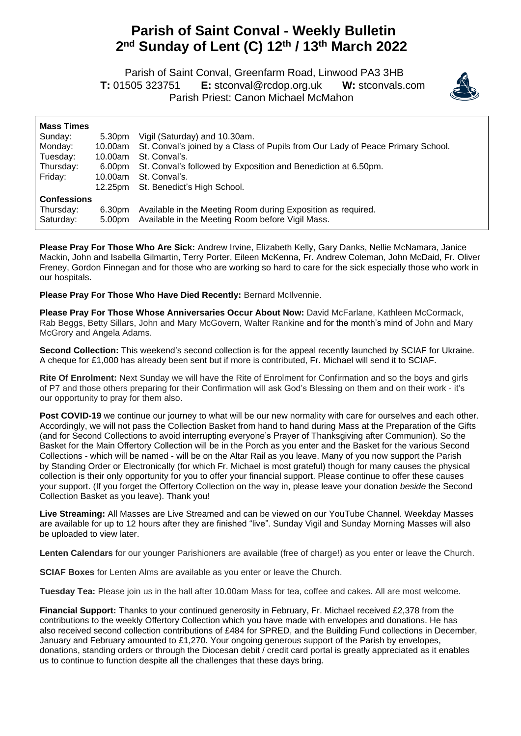# Parish of Saint Conval - Weekly Bulletin
# 2nd Sunday of Lent (C) 12th / 13th March 2022

Parish of Saint Conval, Greenfarm Road, Linwood PA3 3HB
**T:** 01505 323751 **E:** stconval@rcdop.org.uk **W:** stconvals.com
Parish Priest: Canon Michael McMahon

**Mass Times**

| | | |
|---|---|---|
| Sunday: | 5.30pm | Vigil (Saturday) and 10.30am. |
| Monday: | 10.00am | St. Conval's joined by a Class of Pupils from Our Lady of Peace Primary School. |
| Tuesday: | 10.00am | St. Conval's. |
| Thursday: | 6.00pm | St. Conval's followed by Exposition and Benediction at 6.50pm. |
| Friday: | 10.00am | St. Conval's. |
| | 12.25pm | St. Benedict's High School. |

**Confessions**

| | | |
|---|---|---|
| Thursday: | 6.30pm | Available in the Meeting Room during Exposition as required. |
| Saturday: | 5.00pm | Available in the Meeting Room before Vigil Mass. |

**Please Pray For Those Who Are Sick:** Andrew Irvine, Elizabeth Kelly, Gary Danks, Nellie McNamara, Janice Mackin, John and Isabella Gilmartin, Terry Porter, Eileen McKenna, Fr. Andrew Coleman, John McDaid, Fr. Oliver Freney, Gordon Finnegan and for those who are working so hard to care for the sick especially those who work in our hospitals.

**Please Pray For Those Who Have Died Recently:** Bernard McIlvennie.

**Please Pray For Those Whose Anniversaries Occur About Now:** David McFarlane, Kathleen McCormack, Rab Beggs, Betty Sillars, John and Mary McGovern, Walter Rankine and for the month's mind of John and Mary McGrory and Angela Adams.

**Second Collection:** This weekend's second collection is for the appeal recently launched by SCIAF for Ukraine. A cheque for £1,000 has already been sent but if more is contributed, Fr. Michael will send it to SCIAF.

**Rite Of Enrolment:** Next Sunday we will have the Rite of Enrolment for Confirmation and so the boys and girls of P7 and those others preparing for their Confirmation will ask God's Blessing on them and on their work - it's our opportunity to pray for them also.

**Post COVID-19** we continue our journey to what will be our new normality with care for ourselves and each other. Accordingly, we will not pass the Collection Basket from hand to hand during Mass at the Preparation of the Gifts (and for Second Collections to avoid interrupting everyone's Prayer of Thanksgiving after Communion). So the Basket for the Main Offertory Collection will be in the Porch as you enter and the Basket for the various Second Collections - which will be named - will be on the Altar Rail as you leave. Many of you now support the Parish by Standing Order or Electronically (for which Fr. Michael is most grateful) though for many causes the physical collection is their only opportunity for you to offer your financial support. Please continue to offer these causes your support. (If you forget the Offertory Collection on the way in, please leave your donation *beside* the Second Collection Basket as you leave). Thank you!

**Live Streaming:** All Masses are Live Streamed and can be viewed on our YouTube Channel. Weekday Masses are available for up to 12 hours after they are finished "live". Sunday Vigil and Sunday Morning Masses will also be uploaded to view later.

**Lenten Calendars** for our younger Parishioners are available (free of charge!) as you enter or leave the Church.

**SCIAF Boxes** for Lenten Alms are available as you enter or leave the Church.

**Tuesday Tea:** Please join us in the hall after 10.00am Mass for tea, coffee and cakes. All are most welcome.

**Financial Support:** Thanks to your continued generosity in February, Fr. Michael received £2,378 from the contributions to the weekly Offertory Collection which you have made with envelopes and donations. He has also received second collection contributions of £484 for SPRED, and the Building Fund collections in December, January and February amounted to £1,270. Your ongoing generous support of the Parish by envelopes, donations, standing orders or through the Diocesan debit / credit card portal is greatly appreciated as it enables us to continue to function despite all the challenges that these days bring.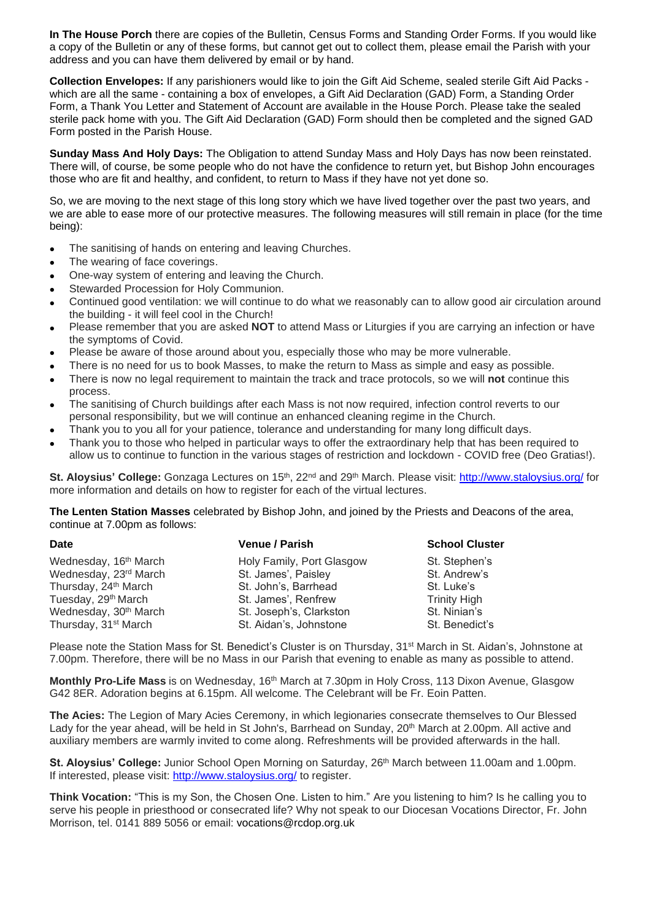**In The House Porch** there are copies of the Bulletin, Census Forms and Standing Order Forms. If you would like a copy of the Bulletin or any of these forms, but cannot get out to collect them, please email the Parish with your address and you can have them delivered by email or by hand.

**Collection Envelopes:** If any parishioners would like to join the Gift Aid Scheme, sealed sterile Gift Aid Packs - which are all the same - containing a box of envelopes, a Gift Aid Declaration (GAD) Form, a Standing Order Form, a Thank You Letter and Statement of Account are available in the House Porch. Please take the sealed sterile pack home with you. The Gift Aid Declaration (GAD) Form should then be completed and the signed GAD Form posted in the Parish House.

**Sunday Mass And Holy Days:** The Obligation to attend Sunday Mass and Holy Days has now been reinstated. There will, of course, be some people who do not have the confidence to return yet, but Bishop John encourages those who are fit and healthy, and confident, to return to Mass if they have not yet done so.

So, we are moving to the next stage of this long story which we have lived together over the past two years, and we are able to ease more of our protective measures. The following measures will still remain in place (for the time being):

- The sanitising of hands on entering and leaving Churches.
- The wearing of face coverings.
- One-way system of entering and leaving the Church.
- Stewarded Procession for Holy Communion.
- Continued good ventilation: we will continue to do what we reasonably can to allow good air circulation around the building - it will feel cool in the Church!
- Please remember that you are asked **NOT** to attend Mass or Liturgies if you are carrying an infection or have the symptoms of Covid.
- Please be aware of those around about you, especially those who may be more vulnerable.
- There is no need for us to book Masses, to make the return to Mass as simple and easy as possible.
- There is now no legal requirement to maintain the track and trace protocols, so we will **not** continue this process.
- The sanitising of Church buildings after each Mass is not now required, infection control reverts to our personal responsibility, but we will continue an enhanced cleaning regime in the Church.
- Thank you to you all for your patience, tolerance and understanding for many long difficult days.
- Thank you to those who helped in particular ways to offer the extraordinary help that has been required to allow us to continue to function in the various stages of restriction and lockdown - COVID free (Deo Gratias!).

**St. Aloysius' College:** Gonzaga Lectures on 15th, 22nd and 29th March. Please visit: http://www.staloysius.org/ for more information and details on how to register for each of the virtual lectures.

**The Lenten Station Masses** celebrated by Bishop John, and joined by the Priests and Deacons of the area, continue at 7.00pm as follows:

| Date | Venue / Parish | School Cluster |
|---|---|---|
| Wednesday, 16th March | Holy Family, Port Glasgow | St. Stephen's |
| Wednesday, 23rd March | St. James', Paisley | St. Andrew's |
| Thursday, 24th March | St. John's, Barrhead | St. Luke's |
| Tuesday, 29th March | St. James', Renfrew | Trinity High |
| Wednesday, 30th March | St. Joseph's, Clarkston | St. Ninian's |
| Thursday, 31st March | St. Aidan's, Johnstone | St. Benedict's |

Please note the Station Mass for St. Benedict's Cluster is on Thursday, 31st March in St. Aidan's, Johnstone at 7.00pm. Therefore, there will be no Mass in our Parish that evening to enable as many as possible to attend.

**Monthly Pro-Life Mass** is on Wednesday, 16th March at 7.30pm in Holy Cross, 113 Dixon Avenue, Glasgow G42 8ER. Adoration begins at 6.15pm. All welcome. The Celebrant will be Fr. Eoin Patten.

**The Acies:** The Legion of Mary Acies Ceremony, in which legionaries consecrate themselves to Our Blessed Lady for the year ahead, will be held in St John's, Barrhead on Sunday, 20th March at 2.00pm. All active and auxiliary members are warmly invited to come along. Refreshments will be provided afterwards in the hall.

**St. Aloysius' College:** Junior School Open Morning on Saturday, 26th March between 11.00am and 1.00pm. If interested, please visit: http://www.staloysius.org/ to register.

**Think Vocation:** "This is my Son, the Chosen One. Listen to him." Are you listening to him? Is he calling you to serve his people in priesthood or consecrated life? Why not speak to our Diocesan Vocations Director, Fr. John Morrison, tel. 0141 889 5056 or email: vocations@rcdop.org.uk